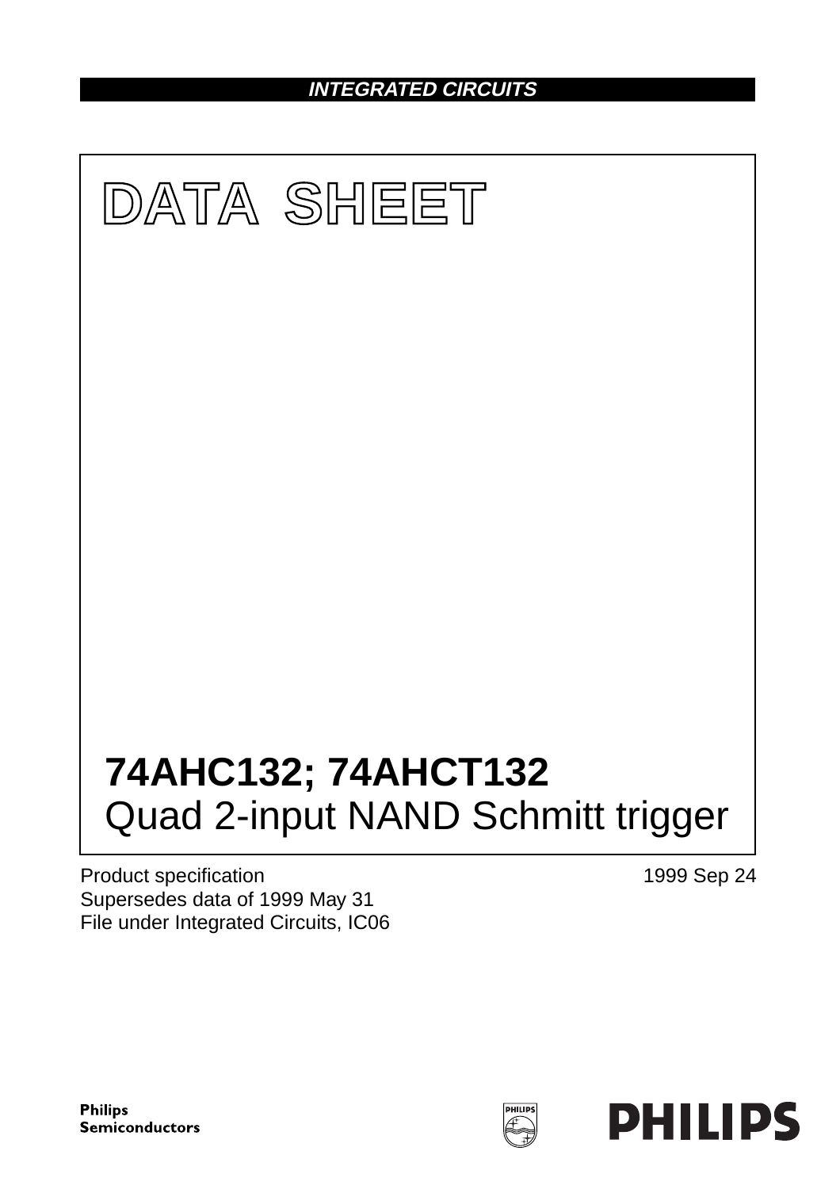INTEGRATED CIRCUITS

# DATA SHEET

# 74AHC132; 74AHCT132
## Quad 2-input NAND Schmitt trigger

Product specification
Supersedes data of 1999 May 31
File under Integrated Circuits, IC06

1999 Sep 24

Philips Semiconductors

PHILIPS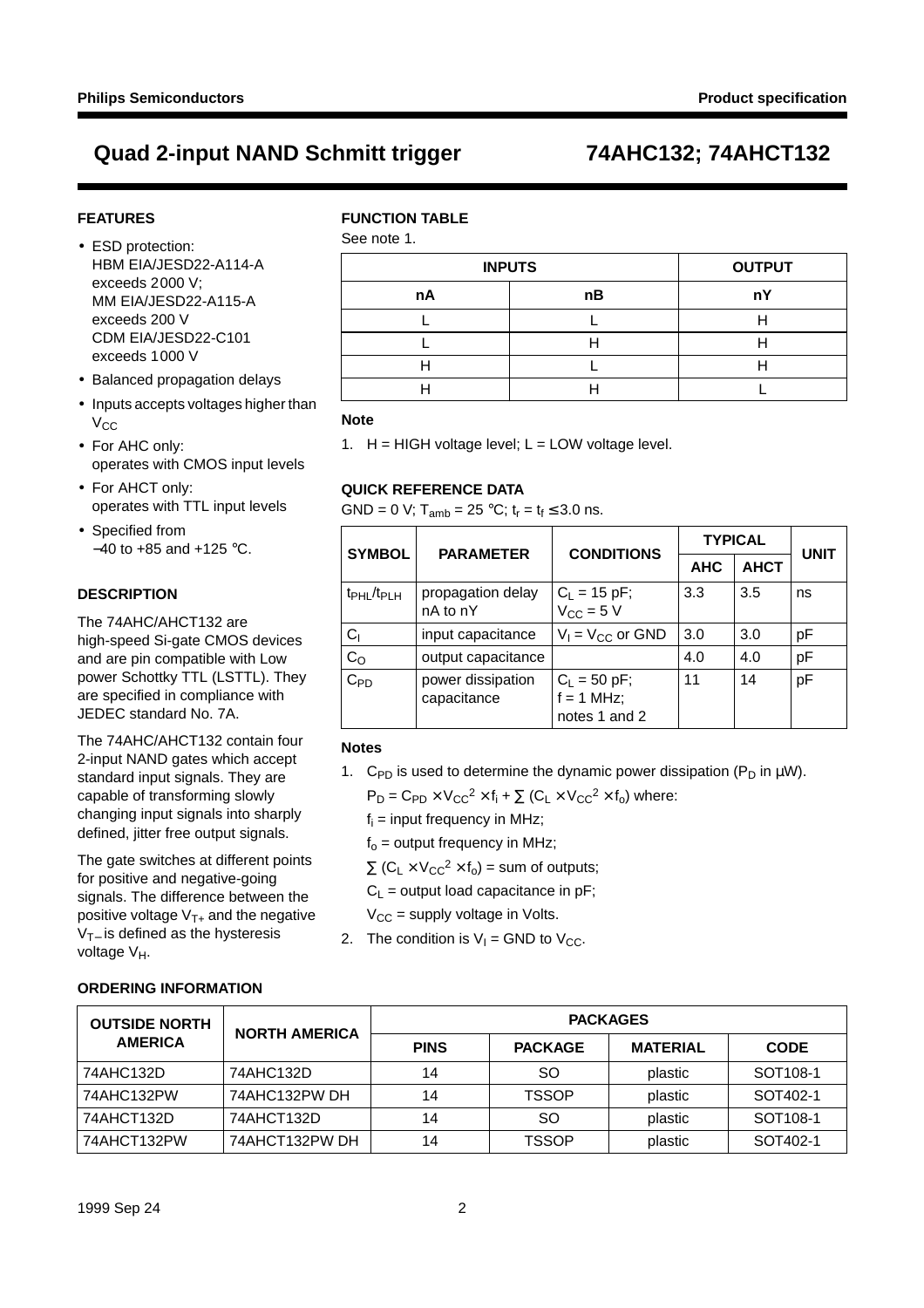## FEATURES

- ESD protection:
  HBM EIA/JESD22-A114-A exceeds 2000 V;
  MM EIA/JESD22-A115-A exceeds 200 V
  CDM EIA/JESD22-C101 exceeds 1000 V
- Balanced propagation delays
- Inputs accepts voltages higher than $V_{CC}$
- For AHC only: operates with CMOS input levels
- For AHCT only: operates with TTL input levels
- Specified from −40 to +85 and +125 °C.

## DESCRIPTION

The 74AHC/AHCT132 are high-speed Si-gate CMOS devices and are pin compatible with Low power Schottky TTL (LSTTL). They are specified in compliance with JEDEC standard No. 7A.

The 74AHC/AHCT132 contain four 2-input NAND gates which accept standard input signals. They are capable of transforming slowly changing input signals into sharply defined, jitter free output signals.

The gate switches at different points for positive and negative-going signals. The difference between the positive voltage $V_{T+}$ and the negative $V_{T-}$ is defined as the hysteresis voltage $V_H$.

## FUNCTION TABLE

See note 1.

| INPUTS | | OUTPUT |
|---|---|---|
| nA | nB | nY |
| L | L | H |
| L | H | H |
| H | L | H |
| H | H | L |

**Note**

1. H = HIGH voltage level; L = LOW voltage level.

## QUICK REFERENCE DATA

GND = 0 V; $T_{amb}$ = 25 °C; $t_r = t_f \leq 3.0$ ns.

| SYMBOL | PARAMETER | CONDITIONS | TYPICAL | | UNIT |
|---|---|---|---|---|---|
| | | | AHC | AHCT | |
| $t_{PHL}/t_{PLH}$ | propagation delay nA to nY | $C_L$ = 15 pF; $V_{CC}$ = 5 V | 3.3 | 3.5 | ns |
| $C_I$ | input capacitance | $V_I = V_{CC}$ or GND | 3.0 | 3.0 | pF |
| $C_O$ | output capacitance | | 4.0 | 4.0 | pF |
| $C_{PD}$ | power dissipation capacitance | $C_L$ = 50 pF; f = 1 MHz; notes 1 and 2 | 11 | 14 | pF |

**Notes**

1. $C_{PD}$ is used to determine the dynamic power dissipation ($P_D$ in μW).

   $P_D = C_{PD} \times V_{CC}^2 \times f_i + \sum (C_L \times V_{CC}^2 \times f_o)$ where:

   $f_i$ = input frequency in MHz;

   $f_o$ = output frequency in MHz;

   $\sum (C_L \times V_{CC}^2 \times f_o)$ = sum of outputs;

   $C_L$ = output load capacitance in pF;

   $V_{CC}$ = supply voltage in Volts.

2. The condition is $V_I$ = GND to $V_{CC}$.

## ORDERING INFORMATION

| OUTSIDE NORTH AMERICA | NORTH AMERICA | PACKAGES | | | |
|---|---|---|---|---|---|
| | | PINS | PACKAGE | MATERIAL | CODE |
| 74AHC132D | 74AHC132D | 14 | SO | plastic | SOT108-1 |
| 74AHC132PW | 74AHC132PW DH | 14 | TSSOP | plastic | SOT402-1 |
| 74AHCT132D | 74AHCT132D | 14 | SO | plastic | SOT108-1 |
| 74AHCT132PW | 74AHCT132PW DH | 14 | TSSOP | plastic | SOT402-1 |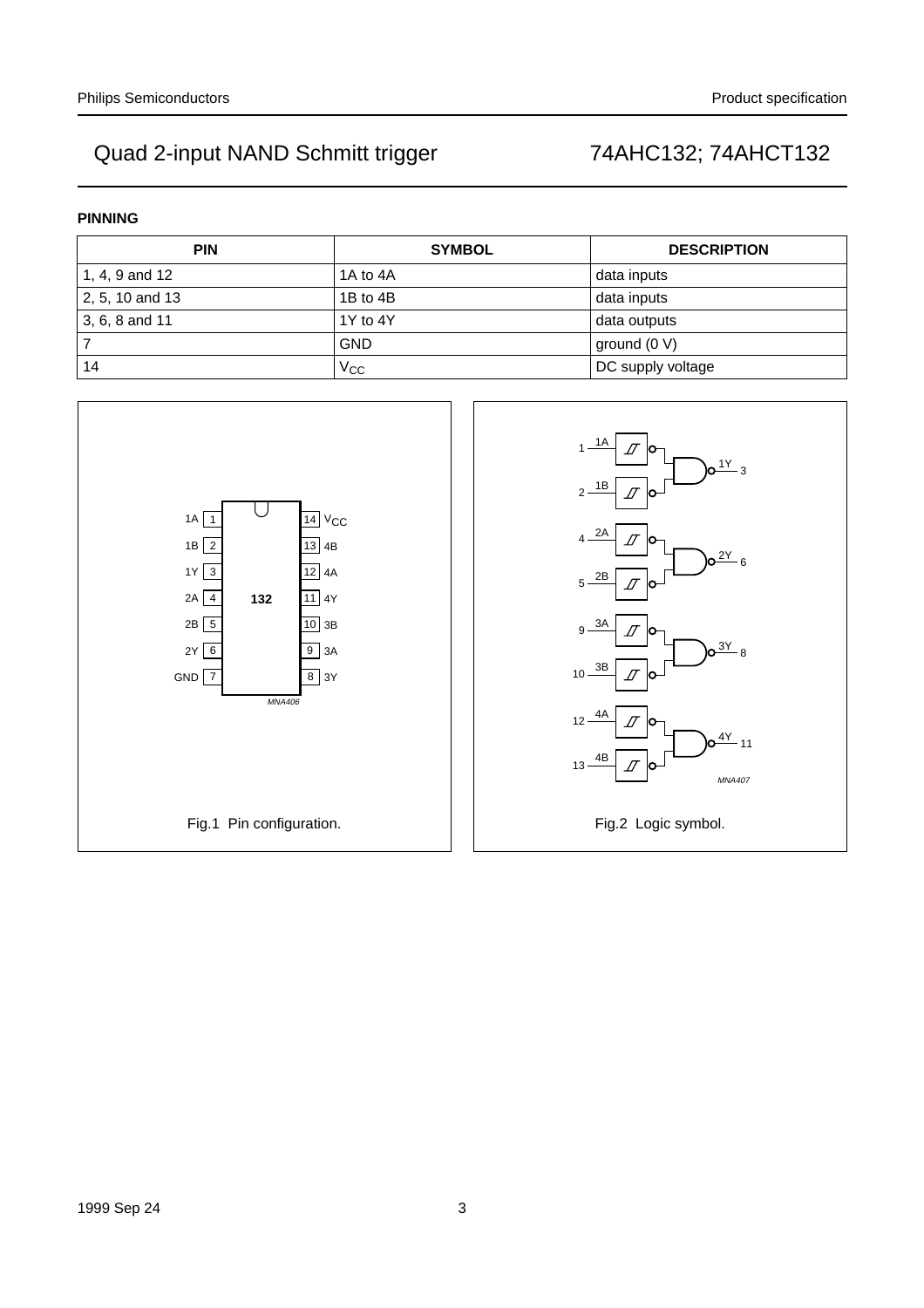## PINNING

| PIN | SYMBOL | DESCRIPTION |
| --- | --- | --- |
| 1, 4, 9 and 12 | 1A to 4A | data inputs |
| 2, 5, 10 and 13 | 1B to 4B | data inputs |
| 3, 6, 8 and 11 | 1Y to 4Y | data outputs |
| 7 | GND | ground (0 V) |
| 14 | $V_{CC}$ | DC supply voltage |

Fig.1 Pin configuration.

Fig.2 Logic symbol.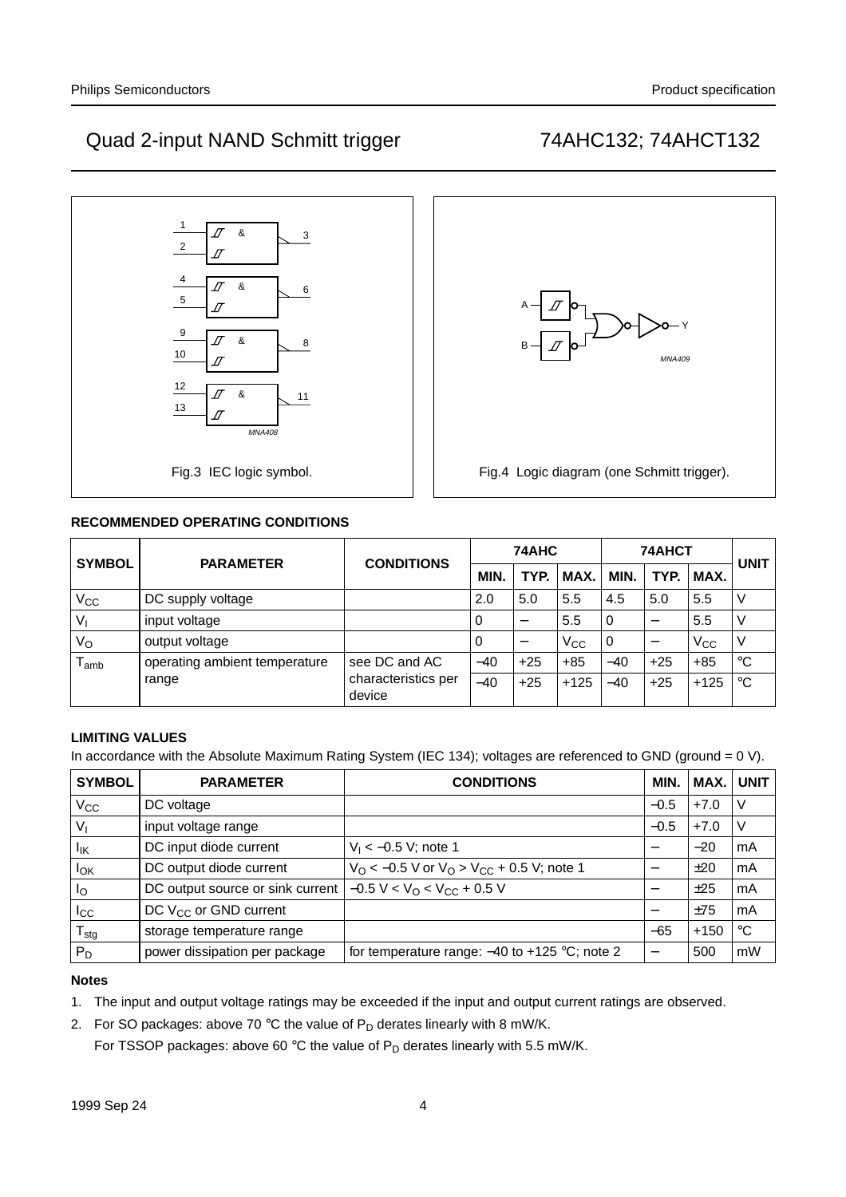Fig.3 IEC logic symbol.

Fig.4 Logic diagram (one Schmitt trigger).

### RECOMMENDED OPERATING CONDITIONS

| SYMBOL | PARAMETER | CONDITIONS | 74AHC | | | 74AHCT | | | UNIT |
|---|---|---|---|---|---|---|---|---|---|
| | | | MIN. | TYP. | MAX. | MIN. | TYP. | MAX. | |
| $V_{CC}$ | DC supply voltage | | 2.0 | 5.0 | 5.5 | 4.5 | 5.0 | 5.5 | V |
| $V_I$ | input voltage | | 0 | − | 5.5 | 0 | − | 5.5 | V |
| $V_O$ | output voltage | | 0 | − | $V_{CC}$ | 0 | − | $V_{CC}$ | V |
| $T_{amb}$ | operating ambient temperature range | see DC and AC characteristics per device | −40 | +25 | +85 | −40 | +25 | +85 | °C |
| | | | −40 | +25 | +125 | −40 | +25 | +125 | °C |

### LIMITING VALUES

In accordance with the Absolute Maximum Rating System (IEC 134); voltages are referenced to GND (ground = 0 V).

| SYMBOL | PARAMETER | CONDITIONS | MIN. | MAX. | UNIT |
|---|---|---|---|---|---|
| $V_{CC}$ | DC voltage | | −0.5 | +7.0 | V |
| $V_I$ | input voltage range | | −0.5 | +7.0 | V |
| $I_{IK}$ | DC input diode current | $V_I < -0.5$ V; note 1 | − | −20 | mA |
| $I_{OK}$ | DC output diode current | $V_O < -0.5$ V or $V_O > V_{CC} + 0.5$ V; note 1 | − | ±20 | mA |
| $I_O$ | DC output source or sink current | $-0.5\text{ V} < V_O < V_{CC} + 0.5$ V | − | ±25 | mA |
| $I_{CC}$ | DC $V_{CC}$ or GND current | | − | ±75 | mA |
| $T_{stg}$ | storage temperature range | | −65 | +150 | °C |
| $P_D$ | power dissipation per package | for temperature range: −40 to +125 °C; note 2 | − | 500 | mW |

#### Notes

1. The input and output voltage ratings may be exceeded if the input and output current ratings are observed.
2. For SO packages: above 70 °C the value of $P_D$ derates linearly with 8 mW/K.
   For TSSOP packages: above 60 °C the value of $P_D$ derates linearly with 5.5 mW/K.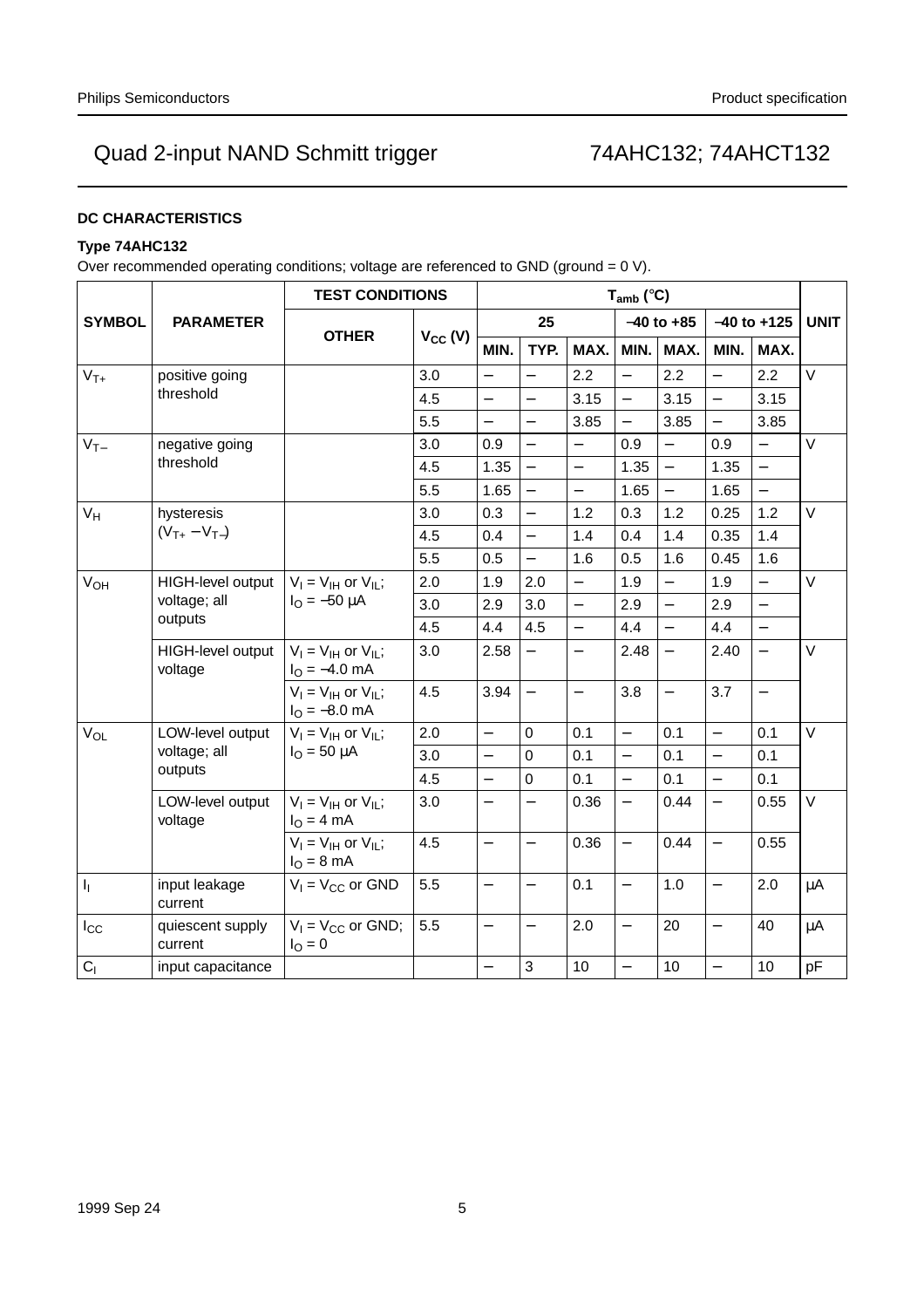## DC CHARACTERISTICS

### Type 74AHC132

Over recommended operating conditions; voltage are referenced to GND (ground = 0 V).

| SYMBOL | PARAMETER | TEST CONDITIONS | | $T_{amb}$ (°C) | | | | | | | UNIT |
|---|---|---|---|---|---|---|---|---|---|---|---|
| | | OTHER | $V_{CC}$ (V) | 25 | | | −40 to +85 | | −40 to +125 | | |
| | | | | MIN. | TYP. | MAX. | MIN. | MAX. | MIN. | MAX. | |
| $V_{T+}$ | positive going threshold | | 3.0 | − | − | 2.2 | − | 2.2 | − | 2.2 | V |
| | | | 4.5 | − | − | 3.15 | − | 3.15 | − | 3.15 | |
| | | | 5.5 | − | − | 3.85 | − | 3.85 | − | 3.85 | |
| $V_{T-}$ | negative going threshold | | 3.0 | 0.9 | − | − | 0.9 | − | 0.9 | − | V |
| | | | 4.5 | 1.35 | − | − | 1.35 | − | 1.35 | − | |
| | | | 5.5 | 1.65 | − | − | 1.65 | − | 1.65 | − | |
| $V_H$ | hysteresis ($V_{T+} - V_{T-}$) | | 3.0 | 0.3 | − | 1.2 | 0.3 | 1.2 | 0.25 | 1.2 | V |
| | | | 4.5 | 0.4 | − | 1.4 | 0.4 | 1.4 | 0.35 | 1.4 | |
| | | | 5.5 | 0.5 | − | 1.6 | 0.5 | 1.6 | 0.45 | 1.6 | |
| $V_{OH}$ | HIGH-level output voltage; all outputs | $V_I = V_{IH}$ or $V_{IL}$; $I_O = -50$ μA | 2.0 | 1.9 | 2.0 | − | 1.9 | − | 1.9 | − | V |
| | | | 3.0 | 2.9 | 3.0 | − | 2.9 | − | 2.9 | − | |
| | | | 4.5 | 4.4 | 4.5 | − | 4.4 | − | 4.4 | − | |
| | HIGH-level output voltage | $V_I = V_{IH}$ or $V_{IL}$; $I_O = -4.0$ mA | 3.0 | 2.58 | − | − | 2.48 | − | 2.40 | − | V |
| | | $V_I = V_{IH}$ or $V_{IL}$; $I_O = -8.0$ mA | 4.5 | 3.94 | − | − | 3.8 | − | 3.7 | − | |
| $V_{OL}$ | LOW-level output voltage; all outputs | $V_I = V_{IH}$ or $V_{IL}$; $I_O = 50$ μA | 2.0 | − | 0 | 0.1 | − | 0.1 | − | 0.1 | V |
| | | | 3.0 | − | 0 | 0.1 | − | 0.1 | − | 0.1 | |
| | | | 4.5 | − | 0 | 0.1 | − | 0.1 | − | 0.1 | |
| | LOW-level output voltage | $V_I = V_{IH}$ or $V_{IL}$; $I_O = 4$ mA | 3.0 | − | − | 0.36 | − | 0.44 | − | 0.55 | V |
| | | $V_I = V_{IH}$ or $V_{IL}$; $I_O = 8$ mA | 4.5 | − | − | 0.36 | − | 0.44 | − | 0.55 | |
| $I_I$ | input leakage current | $V_I = V_{CC}$ or GND | 5.5 | − | − | 0.1 | − | 1.0 | − | 2.0 | μA |
| $I_{CC}$ | quiescent supply current | $V_I = V_{CC}$ or GND; $I_O = 0$ | 5.5 | − | − | 2.0 | − | 20 | − | 40 | μA |
| $C_I$ | input capacitance | | | − | 3 | 10 | − | 10 | − | 10 | pF |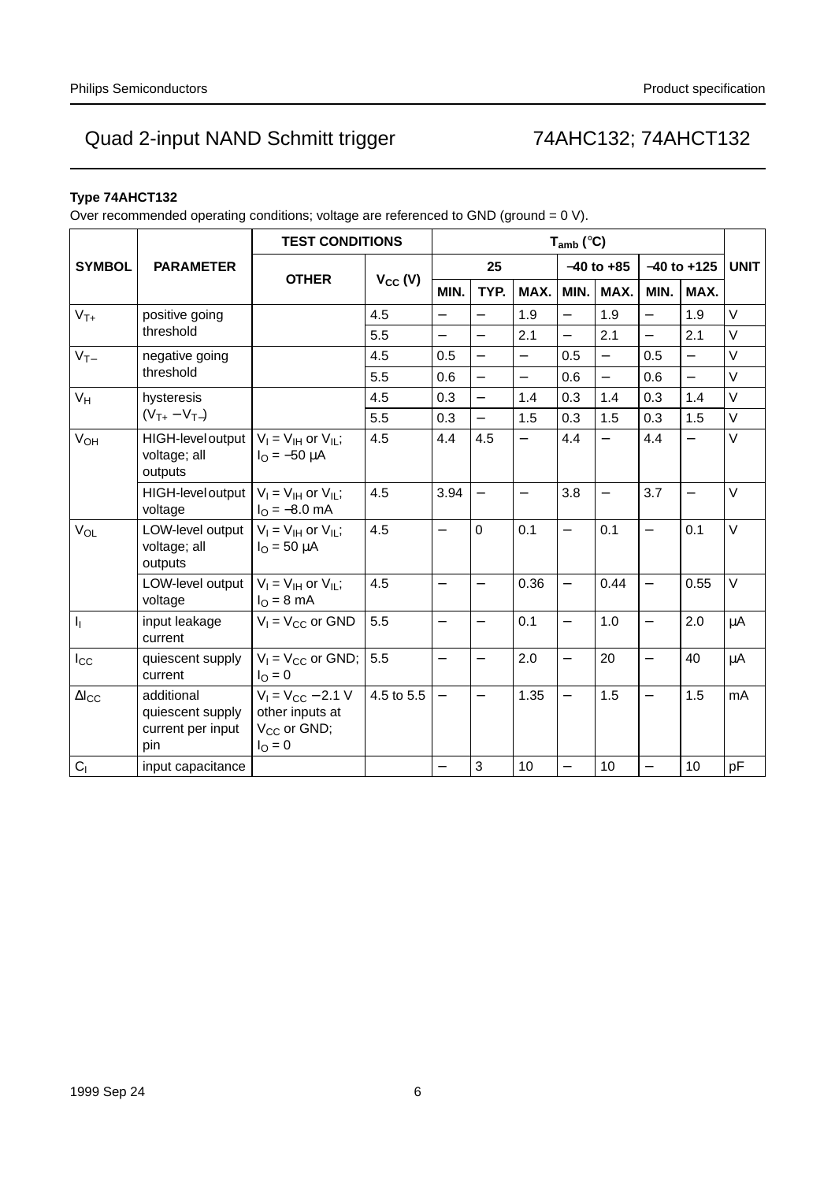### Type 74AHCT132

Over recommended operating conditions; voltage are referenced to GND (ground = 0 V).

| SYMBOL | PARAMETER | TEST CONDITIONS | | $T_{amb}$ (°C) | | | | | | | UNIT |
|---|---|---|---|---|---|---|---|---|---|---|---|
| | | OTHER | $V_{CC}$ (V) | 25 | | | −40 to +85 | | −40 to +125 | | |
| | | | | MIN. | TYP. | MAX. | MIN. | MAX. | MIN. | MAX. | |
| $V_{T+}$ | positive going threshold | | 4.5 | − | − | 1.9 | − | 1.9 | − | 1.9 | V |
| | | | 5.5 | − | − | 2.1 | − | 2.1 | − | 2.1 | V |
| $V_{T-}$ | negative going threshold | | 4.5 | 0.5 | − | − | 0.5 | − | 0.5 | − | V |
| | | | 5.5 | 0.6 | − | − | 0.6 | − | 0.6 | − | V |
| $V_H$ | hysteresis ($V_{T+} - V_{T-}$) | | 4.5 | 0.3 | − | 1.4 | 0.3 | 1.4 | 0.3 | 1.4 | V |
| | | | 5.5 | 0.3 | − | 1.5 | 0.3 | 1.5 | 0.3 | 1.5 | V |
| $V_{OH}$ | HIGH-level output voltage; all outputs | $V_I = V_{IH}$ or $V_{IL}$; $I_O = -50$ μA | 4.5 | 4.4 | 4.5 | − | 4.4 | − | 4.4 | − | V |
| | HIGH-level output voltage | $V_I = V_{IH}$ or $V_{IL}$; $I_O = -8.0$ mA | 4.5 | 3.94 | − | − | 3.8 | − | 3.7 | − | V |
| $V_{OL}$ | LOW-level output voltage; all outputs | $V_I = V_{IH}$ or $V_{IL}$; $I_O = 50$ μA | 4.5 | − | 0 | 0.1 | − | 0.1 | − | 0.1 | V |
| | LOW-level output voltage | $V_I = V_{IH}$ or $V_{IL}$; $I_O = 8$ mA | 4.5 | − | − | 0.36 | − | 0.44 | − | 0.55 | V |
| $I_I$ | input leakage current | $V_I = V_{CC}$ or GND | 5.5 | − | − | 0.1 | − | 1.0 | − | 2.0 | μA |
| $I_{CC}$ | quiescent supply current | $V_I = V_{CC}$ or GND; $I_O = 0$ | 5.5 | − | − | 2.0 | − | 20 | − | 40 | μA |
| $\Delta I_{CC}$ | additional quiescent supply current per input pin | $V_I = V_{CC} - 2.1$ V other inputs at $V_{CC}$ or GND; $I_O = 0$ | 4.5 to 5.5 | − | − | 1.35 | − | 1.5 | − | 1.5 | mA |
| $C_I$ | input capacitance | | | − | 3 | 10 | − | 10 | − | 10 | pF |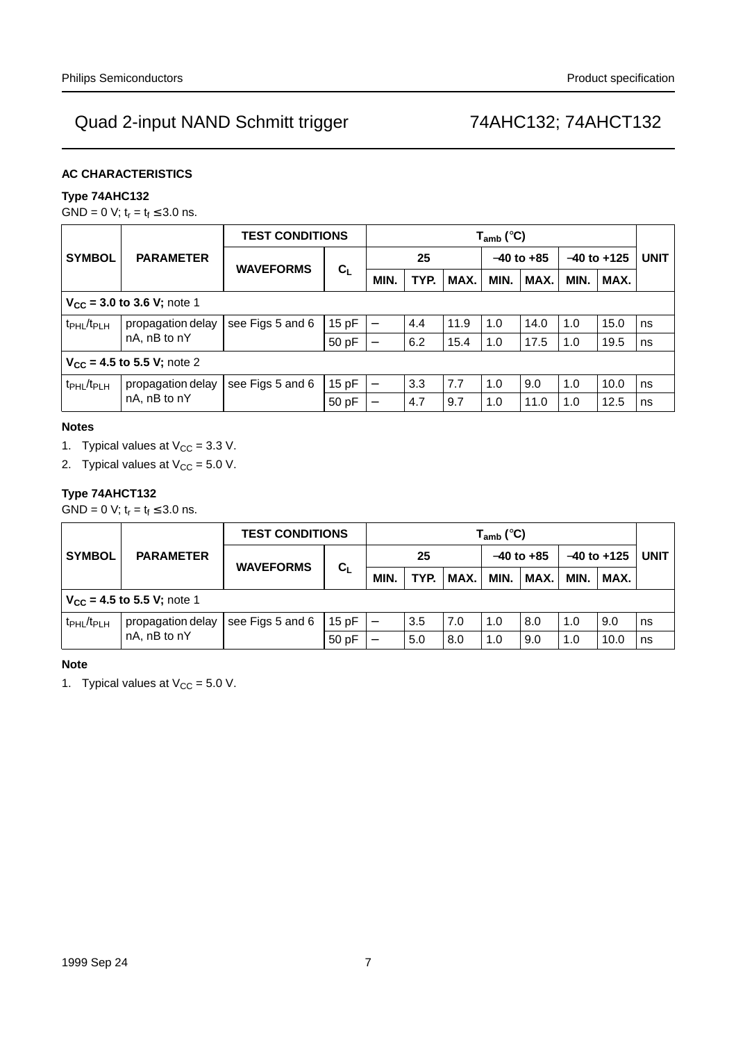## AC CHARACTERISTICS

### Type 74AHC132

GND = 0 V; $t_r = t_f \leq 3.0$ ns.

| SYMBOL | PARAMETER | TEST CONDITIONS | | $T_{amb}$ (°C) | | | | | | | UNIT |
|---|---|---|---|---|---|---|---|---|---|---|---|
| | | WAVEFORMS | $C_L$ | 25 | | | −40 to +85 | | −40 to +125 | | |
| | | | | MIN. | TYP. | MAX. | MIN. | MAX. | MIN. | MAX. | |
| **$V_{CC}$ = 3.0 to 3.6 V;** note 1 | | | | | | | | | | | |
| $t_{PHL}/t_{PLH}$ | propagation delay nA, nB to nY | see Figs 5 and 6 | 15 pF | − | 4.4 | 11.9 | 1.0 | 14.0 | 1.0 | 15.0 | ns |
| | | | 50 pF | − | 6.2 | 15.4 | 1.0 | 17.5 | 1.0 | 19.5 | ns |
| **$V_{CC}$ = 4.5 to 5.5 V;** note 2 | | | | | | | | | | | |
| $t_{PHL}/t_{PLH}$ | propagation delay nA, nB to nY | see Figs 5 and 6 | 15 pF | − | 3.3 | 7.7 | 1.0 | 9.0 | 1.0 | 10.0 | ns |
| | | | 50 pF | − | 4.7 | 9.7 | 1.0 | 11.0 | 1.0 | 12.5 | ns |

#### Notes

1. Typical values at $V_{CC}$ = 3.3 V.
2. Typical values at $V_{CC}$ = 5.0 V.

### Type 74AHCT132

GND = 0 V; $t_r = t_f \leq 3.0$ ns.

| SYMBOL | PARAMETER | TEST CONDITIONS | | $T_{amb}$ (°C) | | | | | | | UNIT |
|---|---|---|---|---|---|---|---|---|---|---|---|
| | | WAVEFORMS | $C_L$ | 25 | | | −40 to +85 | | −40 to +125 | | |
| | | | | MIN. | TYP. | MAX. | MIN. | MAX. | MIN. | MAX. | |
| **$V_{CC}$ = 4.5 to 5.5 V;** note 1 | | | | | | | | | | | |
| $t_{PHL}/t_{PLH}$ | propagation delay nA, nB to nY | see Figs 5 and 6 | 15 pF | − | 3.5 | 7.0 | 1.0 | 8.0 | 1.0 | 9.0 | ns |
| | | | 50 pF | − | 5.0 | 8.0 | 1.0 | 9.0 | 1.0 | 10.0 | ns |

#### Note

1. Typical values at $V_{CC}$ = 5.0 V.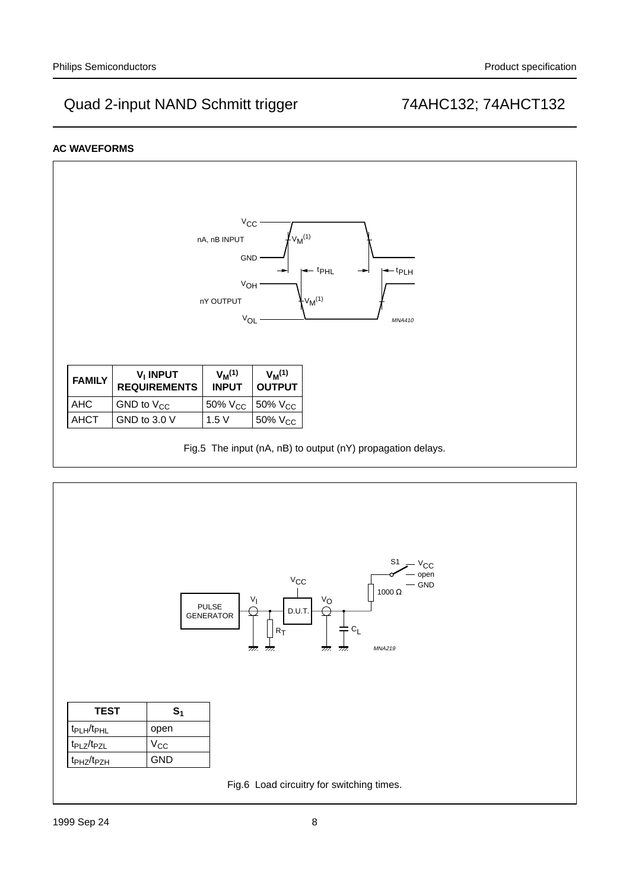### AC WAVEFORMS

| FAMILY | $V_I$ INPUT REQUIREMENTS | $V_M$(1) INPUT | $V_M$(1) OUTPUT |
|---|---|---|---|
| AHC | GND to $V_{CC}$ | 50% $V_{CC}$ | 50% $V_{CC}$ |
| AHCT | GND to 3.0 V | 1.5 V | 50% $V_{CC}$ |

Fig.5 The input (nA, nB) to output (nY) propagation delays.

| TEST | $S_1$ |
|---|---|
| $t_{PLH}/t_{PHL}$ | open |
| $t_{PLZ}/t_{PZL}$ | $V_{CC}$ |
| $t_{PHZ}/t_{PZH}$ | GND |

Fig.6 Load circuitry for switching times.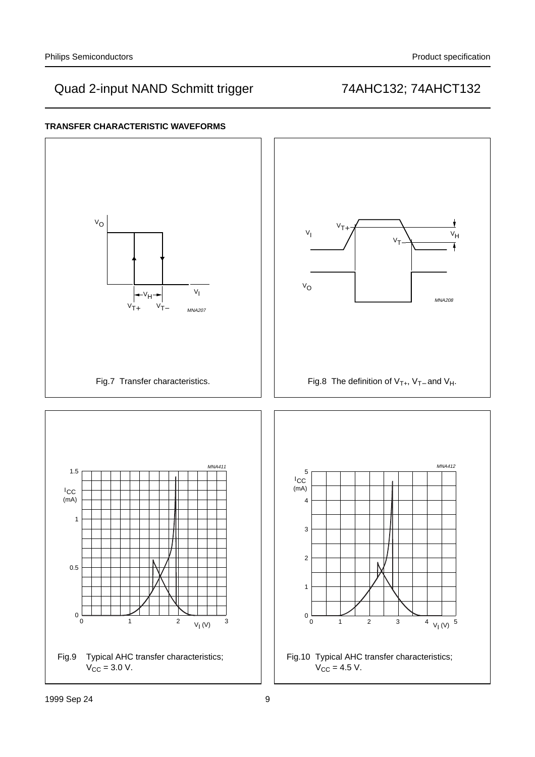**TRANSFER CHARACTERISTIC WAVEFORMS**

Fig.7 Transfer characteristics.

Fig.8 The definition of $V_{T+}$, $V_{T-}$ and $V_H$.

Fig.9 Typical AHC transfer characteristics; $V_{CC}$ = 3.0 V.

Fig.10 Typical AHC transfer characteristics; $V_{CC}$ = 4.5 V.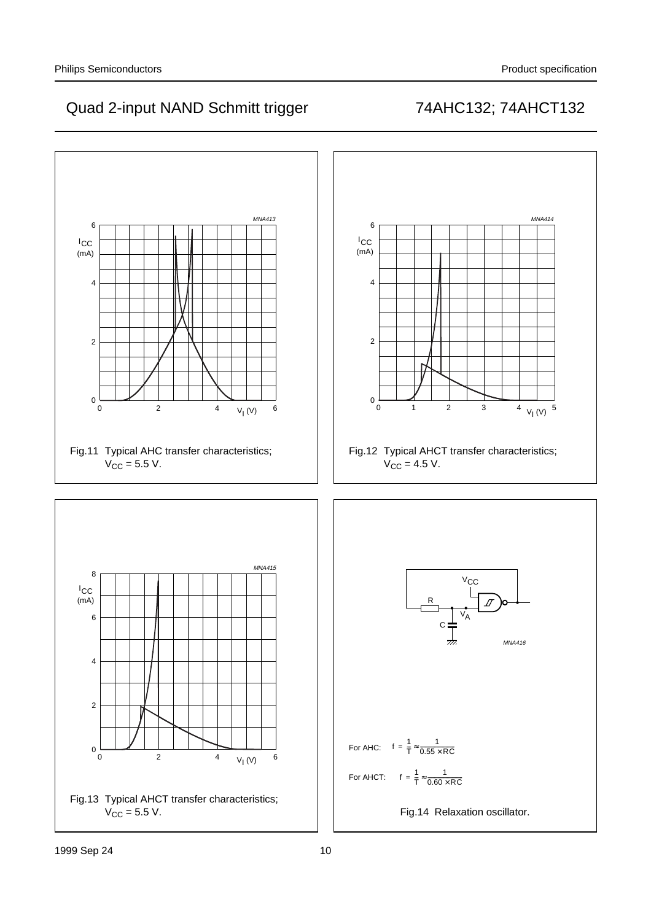Fig.11 Typical AHC transfer characteristics; $V_{CC}$ = 5.5 V.

Fig.12 Typical AHCT transfer characteristics; $V_{CC}$ = 4.5 V.

Fig.13 Typical AHCT transfer characteristics; $V_{CC}$ = 5.5 V.

For AHC: $f = \frac{1}{T} \approx \frac{1}{0.55 \times RC}$

For AHCT: $f = \frac{1}{T} \approx \frac{1}{0.60 \times RC}$

Fig.14 Relaxation oscillator.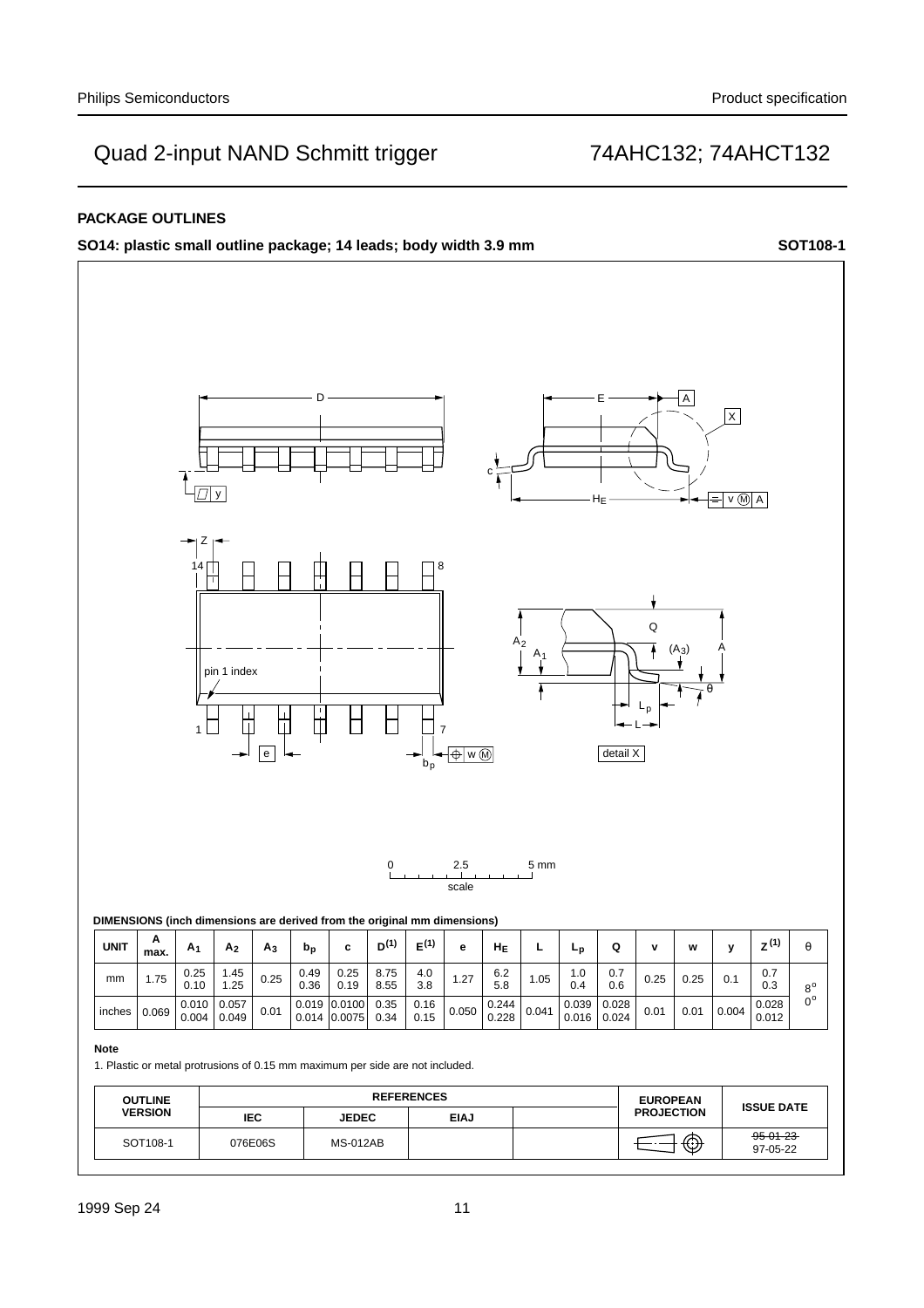## PACKAGE OUTLINES

**SO14: plastic small outline package; 14 leads; body width 3.9 mm** **SOT108-1**

**DIMENSIONS (inch dimensions are derived from the original mm dimensions)**

| UNIT | A max. | $A_1$ | $A_2$ | $A_3$ | $b_p$ | c | $D^{(1)}$ | $E^{(1)}$ | e | $H_E$ | L | $L_p$ | Q | v | w | y | $Z^{(1)}$ | θ |
|---|---|---|---|---|---|---|---|---|---|---|---|---|---|---|---|---|---|---|
| mm | 1.75 | 0.25<br>0.10 | 1.45<br>1.25 | 0.25 | 0.49<br>0.36 | 0.25<br>0.19 | 8.75<br>8.55 | 4.0<br>3.8 | 1.27 | 6.2<br>5.8 | 1.05 | 1.0<br>0.4 | 0.7<br>0.6 | 0.25 | 0.25 | 0.1 | 0.7<br>0.3 | 8°<br>0° |
| inches | 0.069 | 0.010<br>0.004 | 0.057<br>0.049 | 0.01 | 0.019<br>0.014 | 0.0100<br>0.0075 | 0.35<br>0.34 | 0.16<br>0.15 | 0.050 | 0.244<br>0.228 | 0.041 | 0.039<br>0.016 | 0.028<br>0.024 | 0.01 | 0.01 | 0.004 | 0.028<br>0.012 | |

**Note**

1. Plastic or metal protrusions of 0.15 mm maximum per side are not included.

| OUTLINE VERSION | REFERENCES | | | | EUROPEAN PROJECTION | ISSUE DATE |
|---|---|---|---|---|---|---|
| | IEC | JEDEC | EIAJ | | | |
| SOT108-1 | 076E06S | MS-012AB | | | | ~~95-01-23~~<br>97-05-22 |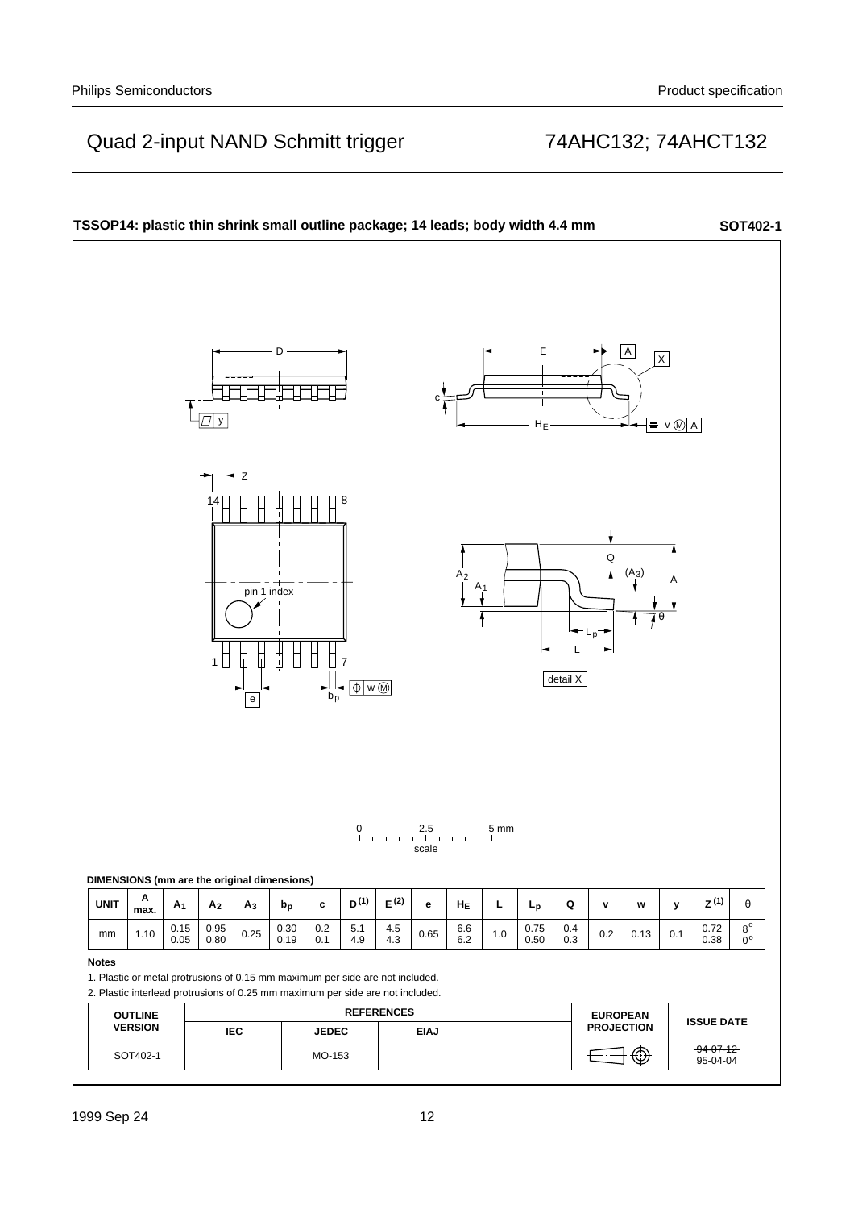## TSSOP14: plastic thin shrink small outline package; 14 leads; body width 4.4 mm

**SOT402-1**

DIMENSIONS (mm are the original dimensions)

| UNIT | A max. | $A_1$ | $A_2$ | $A_3$ | $b_p$ | c | $D^{(1)}$ | $E^{(2)}$ | e | $H_E$ | L | $L_p$ | Q | v | w | y | $Z^{(1)}$ | θ |
|---|---|---|---|---|---|---|---|---|---|---|---|---|---|---|---|---|---|---|
| mm | 1.10 | 0.15<br>0.05 | 0.95<br>0.80 | 0.25 | 0.30<br>0.19 | 0.2<br>0.1 | 5.1<br>4.9 | 4.5<br>4.3 | 0.65 | 6.6<br>6.2 | 1.0 | 0.75<br>0.50 | 0.4<br>0.3 | 0.2 | 0.13 | 0.1 | 0.72<br>0.38 | 8°<br>0° |

**Notes**

1. Plastic or metal protrusions of 0.15 mm maximum per side are not included.
2. Plastic interlead protrusions of 0.25 mm maximum per side are not included.

| OUTLINE VERSION | REFERENCES | | | | EUROPEAN PROJECTION | ISSUE DATE |
|---|---|---|---|---|---|---|
| | IEC | JEDEC | EIAJ | | | |
| SOT402-1 | | MO-153 | | | | ~~94-07-12~~<br>95-04-04 |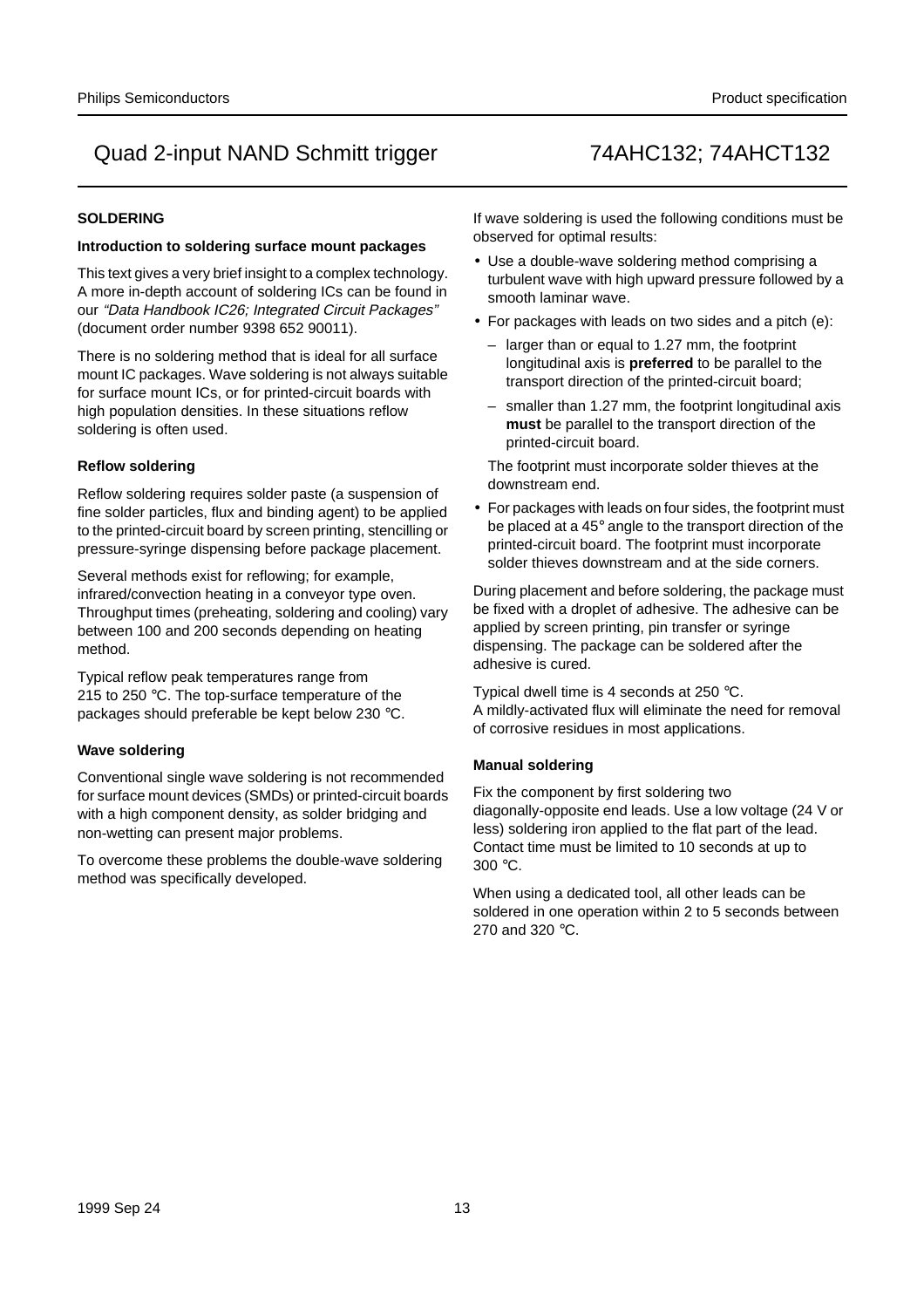## SOLDERING

### Introduction to soldering surface mount packages

This text gives a very brief insight to a complex technology. A more in-depth account of soldering ICs can be found in our *"Data Handbook IC26; Integrated Circuit Packages"* (document order number 9398 652 90011).

There is no soldering method that is ideal for all surface mount IC packages. Wave soldering is not always suitable for surface mount ICs, or for printed-circuit boards with high population densities. In these situations reflow soldering is often used.

### Reflow soldering

Reflow soldering requires solder paste (a suspension of fine solder particles, flux and binding agent) to be applied to the printed-circuit board by screen printing, stencilling or pressure-syringe dispensing before package placement.

Several methods exist for reflowing; for example, infrared/convection heating in a conveyor type oven. Throughput times (preheating, soldering and cooling) vary between 100 and 200 seconds depending on heating method.

Typical reflow peak temperatures range from 215 to 250 °C. The top-surface temperature of the packages should preferable be kept below 230 °C.

### Wave soldering

Conventional single wave soldering is not recommended for surface mount devices (SMDs) or printed-circuit boards with a high component density, as solder bridging and non-wetting can present major problems.

To overcome these problems the double-wave soldering method was specifically developed.

If wave soldering is used the following conditions must be observed for optimal results:

- Use a double-wave soldering method comprising a turbulent wave with high upward pressure followed by a smooth laminar wave.
- For packages with leads on two sides and a pitch (e):
  - larger than or equal to 1.27 mm, the footprint longitudinal axis is **preferred** to be parallel to the transport direction of the printed-circuit board;
  - smaller than 1.27 mm, the footprint longitudinal axis **must** be parallel to the transport direction of the printed-circuit board.

  The footprint must incorporate solder thieves at the downstream end.
- For packages with leads on four sides, the footprint must be placed at a 45° angle to the transport direction of the printed-circuit board. The footprint must incorporate solder thieves downstream and at the side corners.

During placement and before soldering, the package must be fixed with a droplet of adhesive. The adhesive can be applied by screen printing, pin transfer or syringe dispensing. The package can be soldered after the adhesive is cured.

Typical dwell time is 4 seconds at 250 °C.
A mildly-activated flux will eliminate the need for removal of corrosive residues in most applications.

### Manual soldering

Fix the component by first soldering two diagonally-opposite end leads. Use a low voltage (24 V or less) soldering iron applied to the flat part of the lead. Contact time must be limited to 10 seconds at up to 300 °C.

When using a dedicated tool, all other leads can be soldered in one operation within 2 to 5 seconds between 270 and 320 °C.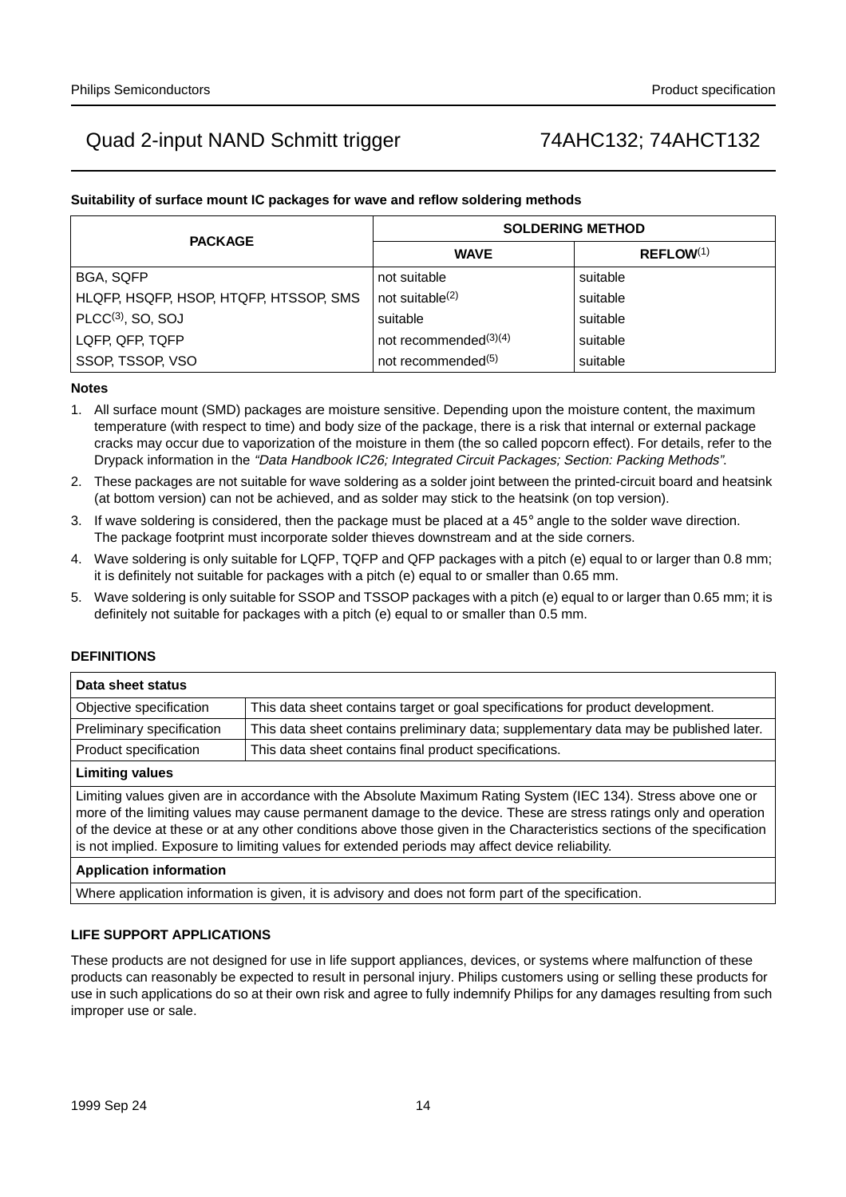#### Suitability of surface mount IC packages for wave and reflow soldering methods

| PACKAGE | SOLDERING METHOD | |
|---|---|---|
| | WAVE | REFLOW[1] |
| BGA, SQFP | not suitable | suitable |
| HLQFP, HSQFP, HSOP, HTQFP, HTSSOP, SMS | not suitable[2] | suitable |
| PLCC[3], SO, SOJ | suitable | suitable |
| LQFP, QFP, TQFP | not recommended[3][4] | suitable |
| SSOP, TSSOP, VSO | not recommended[5] | suitable |

#### Notes

1. All surface mount (SMD) packages are moisture sensitive. Depending upon the moisture content, the maximum temperature (with respect to time) and body size of the package, there is a risk that internal or external package cracks may occur due to vaporization of the moisture in them (the so called popcorn effect). For details, refer to the Drypack information in the *"Data Handbook IC26; Integrated Circuit Packages; Section: Packing Methods"*.
2. These packages are not suitable for wave soldering as a solder joint between the printed-circuit board and heatsink (at bottom version) can not be achieved, and as solder may stick to the heatsink (on top version).
3. If wave soldering is considered, then the package must be placed at a 45° angle to the solder wave direction. The package footprint must incorporate solder thieves downstream and at the side corners.
4. Wave soldering is only suitable for LQFP, TQFP and QFP packages with a pitch (e) equal to or larger than 0.8 mm; it is definitely not suitable for packages with a pitch (e) equal to or smaller than 0.65 mm.
5. Wave soldering is only suitable for SSOP and TSSOP packages with a pitch (e) equal to or larger than 0.65 mm; it is definitely not suitable for packages with a pitch (e) equal to or smaller than 0.5 mm.

## DEFINITIONS

| Data sheet status | |
|---|---|
| Objective specification | This data sheet contains target or goal specifications for product development. |
| Preliminary specification | This data sheet contains preliminary data; supplementary data may be published later. |
| Product specification | This data sheet contains final product specifications. |

**Limiting values**

Limiting values given are in accordance with the Absolute Maximum Rating System (IEC 134). Stress above one or more of the limiting values may cause permanent damage to the device. These are stress ratings only and operation of the device at these or at any other conditions above those given in the Characteristics sections of the specification is not implied. Exposure to limiting values for extended periods may affect device reliability.

**Application information**

Where application information is given, it is advisory and does not form part of the specification.

## LIFE SUPPORT APPLICATIONS

These products are not designed for use in life support appliances, devices, or systems where malfunction of these products can reasonably be expected to result in personal injury. Philips customers using or selling these products for use in such applications do so at their own risk and agree to fully indemnify Philips for any damages resulting from such improper use or sale.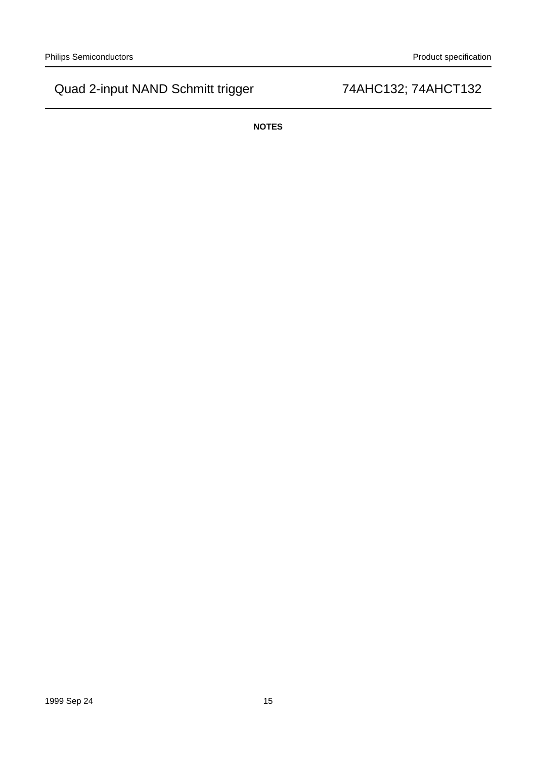**NOTES**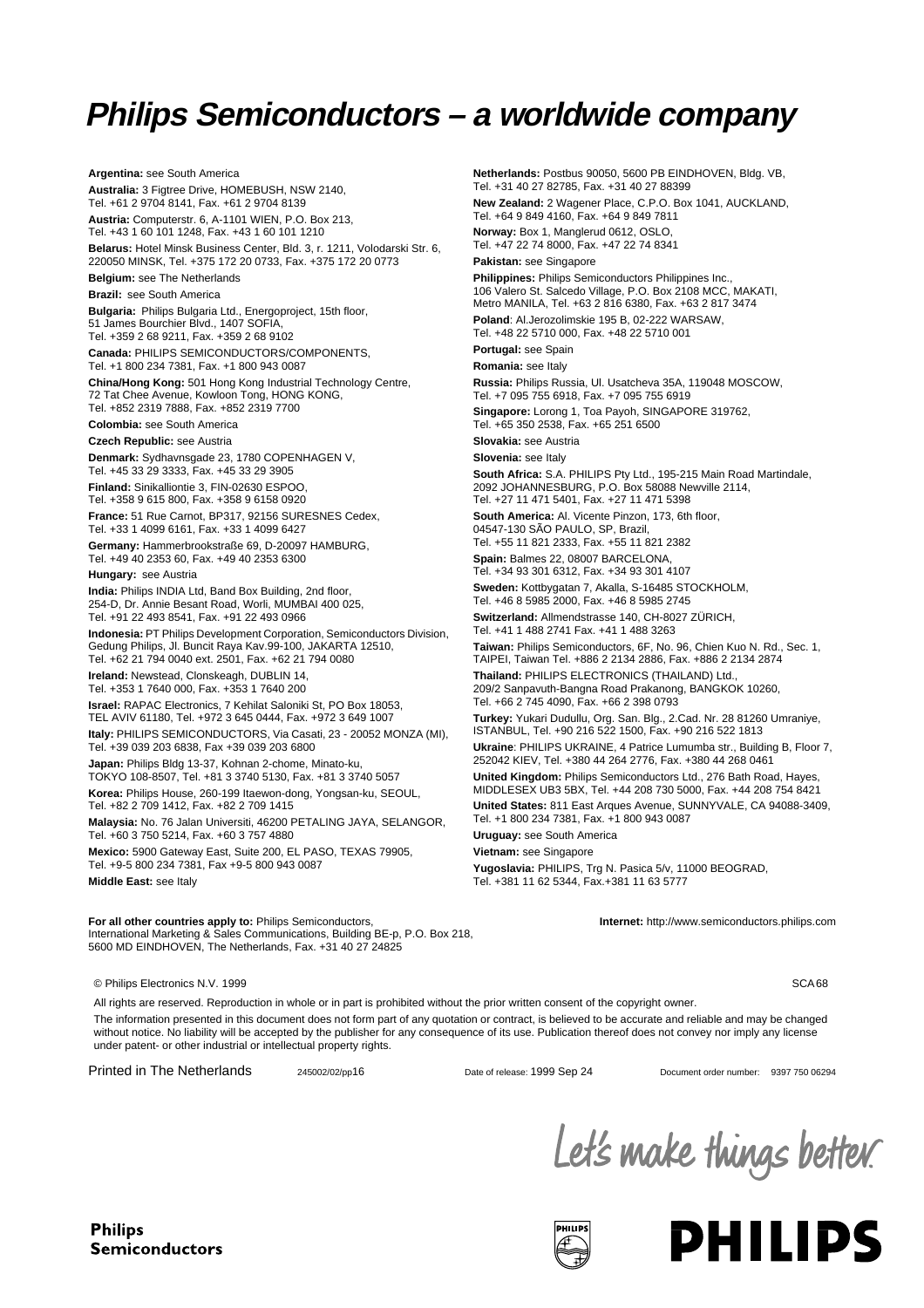# *Philips Semiconductors – a worldwide company*

**Argentina:** see South America

**Australia:** 3 Figtree Drive, HOMEBUSH, NSW 2140, Tel. +61 2 9704 8141, Fax. +61 2 9704 8139

**Austria:** Computerstr. 6, A-1101 WIEN, P.O. Box 213, Tel. +43 1 60 101 1248, Fax. +43 1 60 101 1210

**Belarus:** Hotel Minsk Business Center, Bld. 3, r. 1211, Volodarski Str. 6, 220050 MINSK, Tel. +375 172 20 0733, Fax. +375 172 20 0773

**Belgium:** see The Netherlands

**Brazil:** see South America

**Bulgaria:** Philips Bulgaria Ltd., Energoproject, 15th floor, 51 James Bourchier Blvd., 1407 SOFIA, Tel. +359 2 68 9211, Fax. +359 2 68 9102

**Canada:** PHILIPS SEMICONDUCTORS/COMPONENTS, Tel. +1 800 234 7381, Fax. +1 800 943 0087

**China/Hong Kong:** 501 Hong Kong Industrial Technology Centre, 72 Tat Chee Avenue, Kowloon Tong, HONG KONG, Tel. +852 2319 7888, Fax. +852 2319 7700

**Colombia:** see South America

**Czech Republic:** see Austria

**Denmark:** Sydhavnsgade 23, 1780 COPENHAGEN V, Tel. +45 33 29 3333, Fax. +45 33 29 3905

**Finland:** Sinikalliontie 3, FIN-02630 ESPOO, Tel. +358 9 615 800, Fax. +358 9 6158 0920

**France:** 51 Rue Carnot, BP317, 92156 SURESNES Cedex, Tel. +33 1 4099 6161, Fax. +33 1 4099 6427

**Germany:** Hammerbrookstraße 69, D-20097 HAMBURG, Tel. +49 40 2353 60, Fax. +49 40 2353 6300

**Hungary:** see Austria

**India:** Philips INDIA Ltd, Band Box Building, 2nd floor, 254-D, Dr. Annie Besant Road, Worli, MUMBAI 400 025, Tel. +91 22 493 8541, Fax. +91 22 493 0966

**Indonesia:** PT Philips Development Corporation, Semiconductors Division, Gedung Philips, Jl. Buncit Raya Kav.99-100, JAKARTA 12510, Tel. +62 21 794 0040 ext. 2501, Fax. +62 21 794 0080

**Ireland:** Newstead, Clonskeagh, DUBLIN 14, Tel. +353 1 7640 000, Fax. +353 1 7640 200

**Israel:** RAPAC Electronics, 7 Kehilat Saloniki St, PO Box 18053, TEL AVIV 61180, Tel. +972 3 645 0444, Fax. +972 3 649 1007

**Italy:** PHILIPS SEMICONDUCTORS, Via Casati, 23 - 20052 MONZA (MI), Tel. +39 039 203 6838, Fax +39 039 203 6800

**Japan:** Philips Bldg 13-37, Kohnan 2-chome, Minato-ku, TOKYO 108-8507, Tel. +81 3 3740 5130, Fax. +81 3 3740 5057

**Korea:** Philips House, 260-199 Itaewon-dong, Yongsan-ku, SEOUL, Tel. +82 2 709 1412, Fax. +82 2 709 1415

**Malaysia:** No. 76 Jalan Universiti, 46200 PETALING JAYA, SELANGOR, Tel. +60 3 750 5214, Fax. +60 3 757 4880

**Mexico:** 5900 Gateway East, Suite 200, EL PASO, TEXAS 79905, Tel. +9-5 800 234 7381, Fax +9-5 800 943 0087

**Middle East:** see Italy

**Netherlands:** Postbus 90050, 5600 PB EINDHOVEN, Bldg. VB, Tel. +31 40 27 82785, Fax. +31 40 27 88399

**New Zealand:** 2 Wagener Place, C.P.O. Box 1041, AUCKLAND, Tel. +64 9 849 4160, Fax. +64 9 849 7811

**Norway:** Box 1, Manglerud 0612, OSLO, Tel. +47 22 74 8000, Fax. +47 22 74 8341

**Pakistan:** see Singapore

**Philippines:** Philips Semiconductors Philippines Inc., 106 Valero St. Salcedo Village, P.O. Box 2108 MCC, MAKATI, Metro MANILA, Tel. +63 2 816 6380, Fax. +63 2 817 3474

**Poland**: Al.Jerozolimskie 195 B, 02-222 WARSAW, Tel. +48 22 5710 000, Fax. +48 22 5710 001

**Portugal:** see Spain

**Romania:** see Italy

**Russia:** Philips Russia, Ul. Usatcheva 35A, 119048 MOSCOW, Tel. +7 095 755 6918, Fax. +7 095 755 6919

**Singapore:** Lorong 1, Toa Payoh, SINGAPORE 319762, Tel. +65 350 2538, Fax. +65 251 6500

**Slovakia:** see Austria

**Slovenia:** see Italy

**South Africa:** S.A. PHILIPS Pty Ltd., 195-215 Main Road Martindale, 2092 JOHANNESBURG, P.O. Box 58088 Newville 2114, Tel. +27 11 471 5401, Fax. +27 11 471 5398

**South America:** Al. Vicente Pinzon, 173, 6th floor, 04547-130 SÃO PAULO, SP, Brazil, Tel. +55 11 821 2333, Fax. +55 11 821 2382

**Spain:** Balmes 22, 08007 BARCELONA, Tel. +34 93 301 6312, Fax. +34 93 301 4107

**Sweden:** Kottbygatan 7, Akalla, S-16485 STOCKHOLM, Tel. +46 8 5985 2000, Fax. +46 8 5985 2745

**Switzerland:** Allmendstrasse 140, CH-8027 ZÜRICH, Tel. +41 1 488 2741 Fax. +41 1 488 3263

**Taiwan:** Philips Semiconductors, 6F, No. 96, Chien Kuo N. Rd., Sec. 1, TAIPEI, Taiwan Tel. +886 2 2134 2886, Fax. +886 2 2134 2874

**Thailand:** PHILIPS ELECTRONICS (THAILAND) Ltd., 209/2 Sanpavuth-Bangna Road Prakanong, BANGKOK 10260, Tel. +66 2 745 4090, Fax. +66 2 398 0793

**Turkey:** Yukari Dudullu, Org. San. Blg., 2.Cad. Nr. 28 81260 Umraniye, ISTANBUL, Tel. +90 216 522 1500, Fax. +90 216 522 1813

**Ukraine**: PHILIPS UKRAINE, 4 Patrice Lumumba str., Building B, Floor 7, 252042 KIEV, Tel. +380 44 264 2776, Fax. +380 44 268 0461

**United Kingdom:** Philips Semiconductors Ltd., 276 Bath Road, Hayes, MIDDLESEX UB3 5BX, Tel. +44 208 730 5000, Fax. +44 208 754 8421

**United States:** 811 East Arques Avenue, SUNNYVALE, CA 94088-3409, Tel. +1 800 234 7381, Fax. +1 800 943 0087

**Uruguay:** see South America

**Vietnam:** see Singapore

**Yugoslavia:** PHILIPS, Trg N. Pasica 5/v, 11000 BEOGRAD, Tel. +381 11 62 5344, Fax.+381 11 63 5777

**For all other countries apply to:** Philips Semiconductors, International Marketing & Sales Communications, Building BE-p, P.O. Box 218, 5600 MD EINDHOVEN, The Netherlands, Fax. +31 40 27 24825

**Internet:** http://www.semiconductors.philips.com

© Philips Electronics N.V. 1999 SCA68

All rights are reserved. Reproduction in whole or in part is prohibited without the prior written consent of the copyright owner.

The information presented in this document does not form part of any quotation or contract, is believed to be accurate and reliable and may be changed without notice. No liability will be accepted by the publisher for any consequence of its use. Publication thereof does not convey nor imply any license under patent- or other industrial or intellectual property rights.

Printed in The Netherlands 245002/02/pp16 Date of release: 1999 Sep 24 Document order number: 9397 750 06294

Let's make things better.

**Philips Semiconductors**

**PHILIPS**